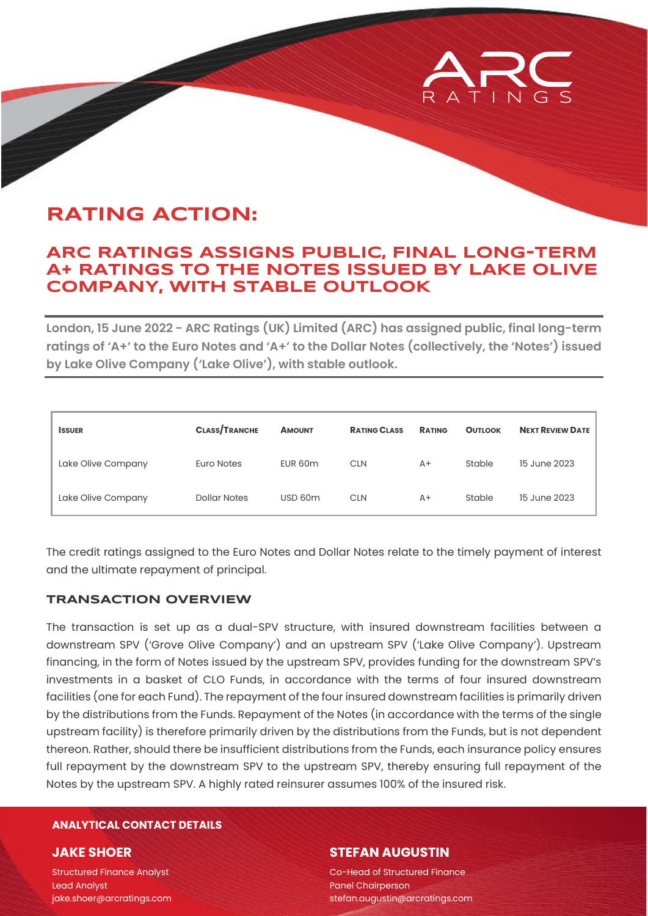# RATING ACTION:

## ARC RATINGS ASSIGNS PUBLIC, FINAL LONG-TERM A+ RATINGS TO THE NOTES ISSUED BY LAKE OLIVE COMPANY, WITH STABLE OUTLOOK

**London, 15 June 2022 - ARC Ratings (UK) Limited (ARC) has assigned public, final long-term ratings of 'A+' to the Euro Notes and 'A+' to the Dollar Notes (collectively, the 'Notes') issued by Lake Olive Company ('Lake Olive'), with stable outlook.**

| Issuer | Class/Tranche | Amount | Rating Class | Rating | Outlook | Next Review Date |
|---|---|---|---|---|---|---|
| Lake Olive Company | Euro Notes | EUR 60m | CLN | A+ | Stable | 15 June 2023 |
| Lake Olive Company | Dollar Notes | USD 60m | CLN | A+ | Stable | 15 June 2023 |

The credit ratings assigned to the Euro Notes and Dollar Notes relate to the timely payment of interest and the ultimate repayment of principal.

### TRANSACTION OVERVIEW

The transaction is set up as a dual-SPV structure, with insured downstream facilities between a downstream SPV ('Grove Olive Company') and an upstream SPV ('Lake Olive Company'). Upstream financing, in the form of Notes issued by the upstream SPV, provides funding for the downstream SPV's investments in a basket of CLO Funds, in accordance with the terms of four insured downstream facilities (one for each Fund). The repayment of the four insured downstream facilities is primarily driven by the distributions from the Funds. Repayment of the Notes (in accordance with the terms of the single upstream facility) is therefore primarily driven by the distributions from the Funds, but is not dependent thereon. Rather, should there be insufficient distributions from the Funds, each insurance policy ensures full repayment by the downstream SPV to the upstream SPV, thereby ensuring full repayment of the Notes by the upstream SPV. A highly rated reinsurer assumes 100% of the insured risk.

**ANALYTICAL CONTACT DETAILS**

**JAKE SHOER**
Structured Finance Analyst
Lead Analyst
jake.shoer@arcratings.com

**STEFAN AUGUSTIN**
Co-Head of Structured Finance
Panel Chairperson
stefan.augustin@arcratings.com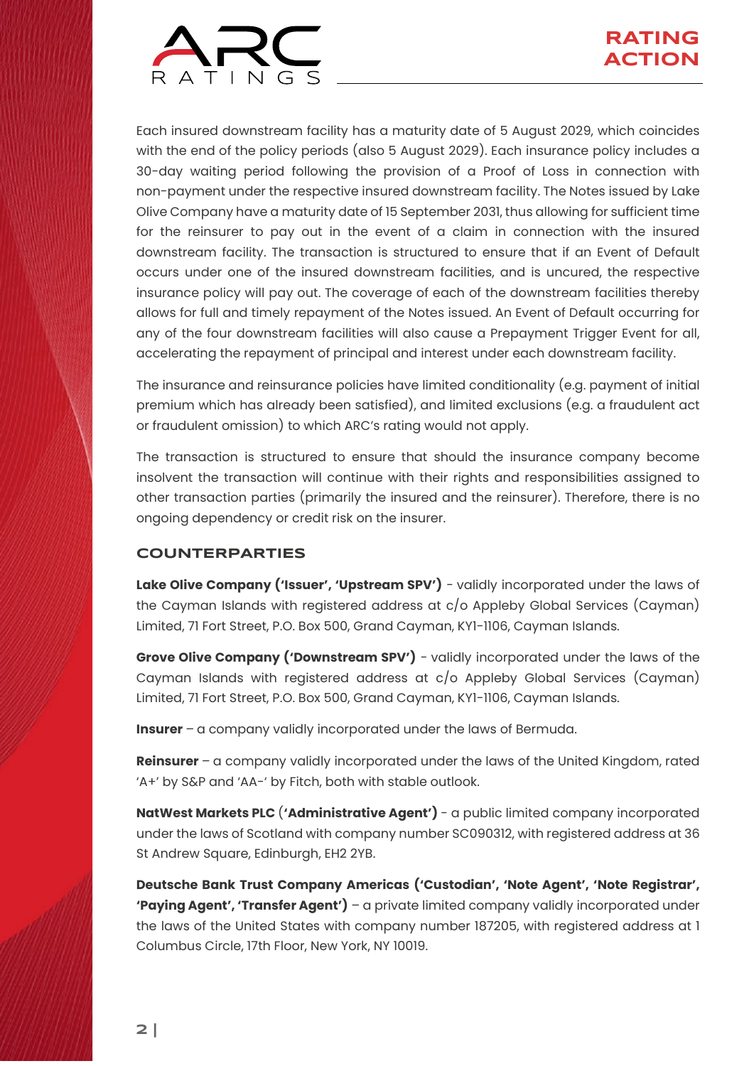Each insured downstream facility has a maturity date of 5 August 2029, which coincides with the end of the policy periods (also 5 August 2029). Each insurance policy includes a 30-day waiting period following the provision of a Proof of Loss in connection with non-payment under the respective insured downstream facility. The Notes issued by Lake Olive Company have a maturity date of 15 September 2031, thus allowing for sufficient time for the reinsurer to pay out in the event of a claim in connection with the insured downstream facility. The transaction is structured to ensure that if an Event of Default occurs under one of the insured downstream facilities, and is uncured, the respective insurance policy will pay out. The coverage of each of the downstream facilities thereby allows for full and timely repayment of the Notes issued. An Event of Default occurring for any of the four downstream facilities will also cause a Prepayment Trigger Event for all, accelerating the repayment of principal and interest under each downstream facility.

The insurance and reinsurance policies have limited conditionality (e.g. payment of initial premium which has already been satisfied), and limited exclusions (e.g. a fraudulent act or fraudulent omission) to which ARC's rating would not apply.

The transaction is structured to ensure that should the insurance company become insolvent the transaction will continue with their rights and responsibilities assigned to other transaction parties (primarily the insured and the reinsurer). Therefore, there is no ongoing dependency or credit risk on the insurer.

## COUNTERPARTIES

**Lake Olive Company ('Issuer', 'Upstream SPV')** - validly incorporated under the laws of the Cayman Islands with registered address at c/o Appleby Global Services (Cayman) Limited, 71 Fort Street, P.O. Box 500, Grand Cayman, KY1-1106, Cayman Islands.

**Grove Olive Company ('Downstream SPV')** - validly incorporated under the laws of the Cayman Islands with registered address at c/o Appleby Global Services (Cayman) Limited, 71 Fort Street, P.O. Box 500, Grand Cayman, KY1-1106, Cayman Islands.

**Insurer** – a company validly incorporated under the laws of Bermuda.

**Reinsurer** – a company validly incorporated under the laws of the United Kingdom, rated 'A+' by S&P and 'AA-' by Fitch, both with stable outlook.

**NatWest Markets PLC ('Administrative Agent')** - a public limited company incorporated under the laws of Scotland with company number SC090312, with registered address at 36 St Andrew Square, Edinburgh, EH2 2YB.

**Deutsche Bank Trust Company Americas ('Custodian', 'Note Agent', 'Note Registrar', 'Paying Agent', 'Transfer Agent')** – a private limited company validly incorporated under the laws of the United States with company number 187205, with registered address at 1 Columbus Circle, 17th Floor, New York, NY 10019.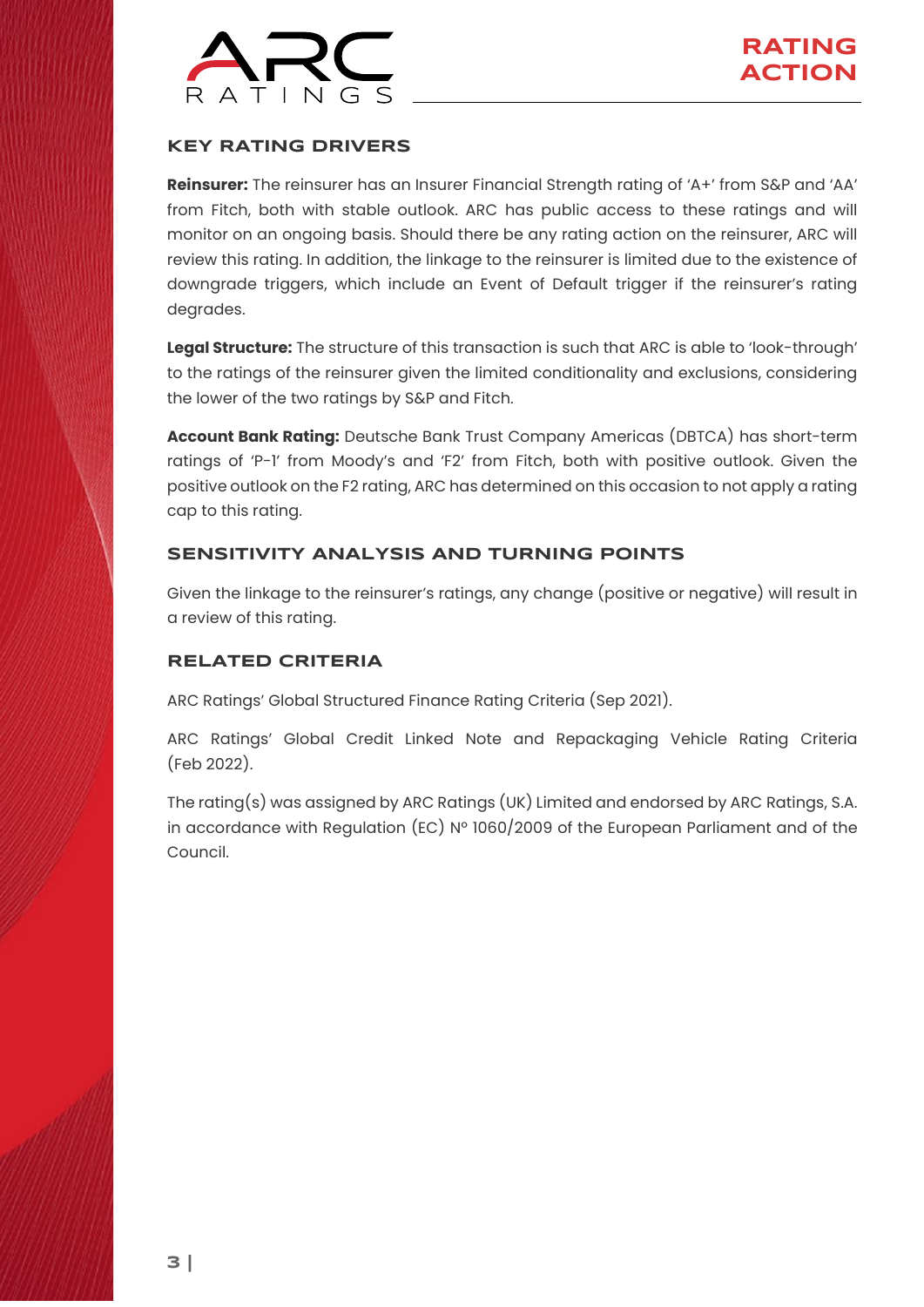## KEY RATING DRIVERS

**Reinsurer:** The reinsurer has an Insurer Financial Strength rating of 'A+' from S&P and 'AA' from Fitch, both with stable outlook. ARC has public access to these ratings and will monitor on an ongoing basis. Should there be any rating action on the reinsurer, ARC will review this rating. In addition, the linkage to the reinsurer is limited due to the existence of downgrade triggers, which include an Event of Default trigger if the reinsurer's rating degrades.

**Legal Structure:** The structure of this transaction is such that ARC is able to 'look-through' to the ratings of the reinsurer given the limited conditionality and exclusions, considering the lower of the two ratings by S&P and Fitch.

**Account Bank Rating:** Deutsche Bank Trust Company Americas (DBTCA) has short-term ratings of 'P-1' from Moody's and 'F2' from Fitch, both with positive outlook. Given the positive outlook on the F2 rating, ARC has determined on this occasion to not apply a rating cap to this rating.

## SENSITIVITY ANALYSIS AND TURNING POINTS

Given the linkage to the reinsurer's ratings, any change (positive or negative) will result in a review of this rating.

## RELATED CRITERIA

ARC Ratings' Global Structured Finance Rating Criteria (Sep 2021).

ARC Ratings' Global Credit Linked Note and Repackaging Vehicle Rating Criteria (Feb 2022).

The rating(s) was assigned by ARC Ratings (UK) Limited and endorsed by ARC Ratings, S.A. in accordance with Regulation (EC) Nº 1060/2009 of the European Parliament and of the Council.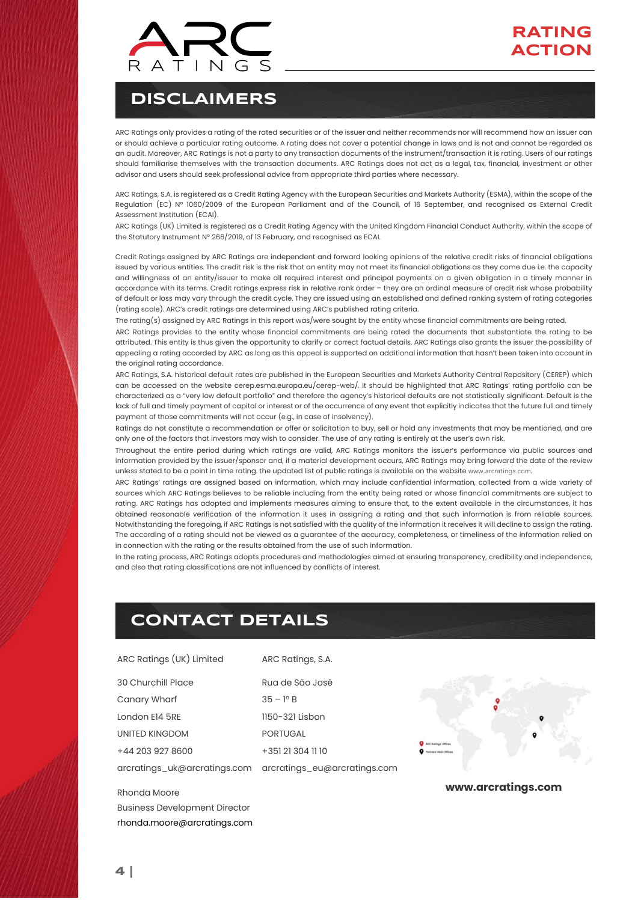# DISCLAIMERS

ARC Ratings only provides a rating of the rated securities or of the issuer and neither recommends nor will recommend how an issuer can or should achieve a particular rating outcome. A rating does not cover a potential change in laws and is not and cannot be regarded as an audit. Moreover, ARC Ratings is not a party to any transaction documents of the instrument/transaction it is rating. Users of our ratings should familiarise themselves with the transaction documents. ARC Ratings does not act as a legal, tax, financial, investment or other advisor and users should seek professional advice from appropriate third parties where necessary.

ARC Ratings, S.A. is registered as a Credit Rating Agency with the European Securities and Markets Authority (ESMA), within the scope of the Regulation (EC) Nº 1060/2009 of the European Parliament and of the Council, of 16 September, and recognised as External Credit Assessment Institution (ECAI).

ARC Ratings (UK) Limited is registered as a Credit Rating Agency with the United Kingdom Financial Conduct Authority, within the scope of the Statutory Instrument Nº 266/2019, of 13 February, and recognised as ECAI.

Credit Ratings assigned by ARC Ratings are independent and forward looking opinions of the relative credit risks of financial obligations issued by various entities. The credit risk is the risk that an entity may not meet its financial obligations as they come due i.e. the capacity and willingness of an entity/issuer to make all required interest and principal payments on a given obligation in a timely manner in accordance with its terms. Credit ratings express risk in relative rank order – they are an ordinal measure of credit risk whose probability of default or loss may vary through the credit cycle. They are issued using an established and defined ranking system of rating categories (rating scale). ARC's credit ratings are determined using ARC's published rating criteria.

The rating(s) assigned by ARC Ratings in this report was/were sought by the entity whose financial commitments are being rated.

ARC Ratings provides to the entity whose financial commitments are being rated the documents that substantiate the rating to be attributed. This entity is thus given the opportunity to clarify or correct factual details. ARC Ratings also grants the issuer the possibility of appealing a rating accorded by ARC as long as this appeal is supported on additional information that hasn't been taken into account in the original rating accordance.

ARC Ratings, S.A. historical default rates are published in the European Securities and Markets Authority Central Repository (CEREP) which can be accessed on the website cerep.esma.europa.eu/cerep-web/. It should be highlighted that ARC Ratings' rating portfolio can be characterized as a "very low default portfolio" and therefore the agency's historical defaults are not statistically significant. Default is the lack of full and timely payment of capital or interest or of the occurrence of any event that explicitly indicates that the future full and timely payment of those commitments will not occur (e.g., in case of insolvency).

Ratings do not constitute a recommendation or offer or solicitation to buy, sell or hold any investments that may be mentioned, and are only one of the factors that investors may wish to consider. The use of any rating is entirely at the user's own risk.

Throughout the entire period during which ratings are valid, ARC Ratings monitors the issuer's performance via public sources and information provided by the issuer/sponsor and, if a material development occurs, ARC Ratings may bring forward the date of the review unless stated to be a point in time rating. the updated list of public ratings is available on the website www.arcratings.com.

ARC Ratings' ratings are assigned based on information, which may include confidential information, collected from a wide variety of sources which ARC Ratings believes to be reliable including from the entity being rated or whose financial commitments are subject to rating. ARC Ratings has adopted and implements measures aiming to ensure that, to the extent available in the circumstances, it has obtained reasonable verification of the information it uses in assigning a rating and that such information is from reliable sources. Notwithstanding the foregoing, if ARC Ratings is not satisfied with the quality of the information it receives it will decline to assign the rating. The according of a rating should not be viewed as a guarantee of the accuracy, completeness, or timeliness of the information relied on in connection with the rating or the results obtained from the use of such information.

In the rating process, ARC Ratings adopts procedures and methodologies aimed at ensuring transparency, credibility and independence, and also that rating classifications are not influenced by conflicts of interest.

# CONTACT DETAILS

ARC Ratings (UK) Limited

30 Churchill Place
Canary Wharf
London E14 5RE
UNITED KINGDOM
+44 203 927 8600
arcratings_uk@arcratings.com

Rhonda Moore
Business Development Director
rhonda.moore@arcratings.com

ARC Ratings, S.A.

Rua de São José
35 – 1º B
1150-321 Lisbon
PORTUGAL
+351 21 304 11 10
arcratings_eu@arcratings.com

ARC Ratings' Offices
Partners' Main Offices

**www.arcratings.com**